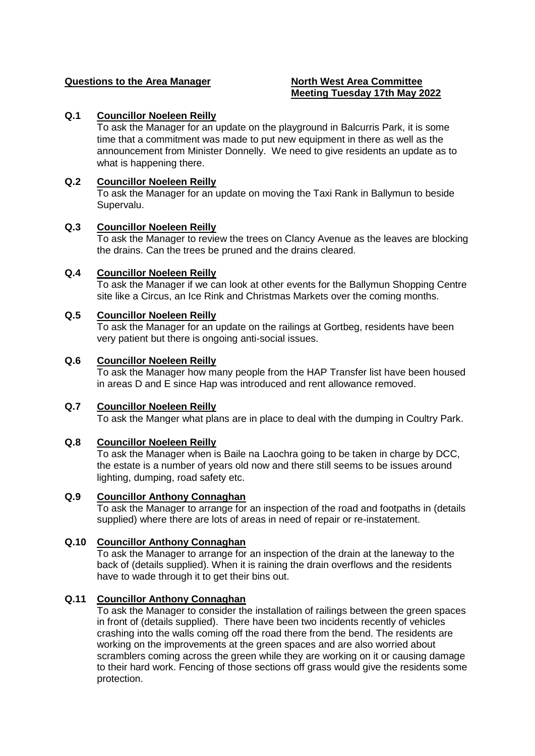**Questions to the Area Manager**

**North West Area Committee**
**Meeting Tuesday 17th May 2022**

**Q.1 Councillor Noeleen Reilly**

To ask the Manager for an update on the playground in Balcurris Park, it is some time that a commitment was made to put new equipment in there as well as the announcement from Minister Donnelly. We need to give residents an update as to what is happening there.

**Q.2 Councillor Noeleen Reilly**

To ask the Manager for an update on moving the Taxi Rank in Ballymun to beside Supervalu.

**Q.3 Councillor Noeleen Reilly**

To ask the Manager to review the trees on Clancy Avenue as the leaves are blocking the drains. Can the trees be pruned and the drains cleared.

**Q.4 Councillor Noeleen Reilly**

To ask the Manager if we can look at other events for the Ballymun Shopping Centre site like a Circus, an Ice Rink and Christmas Markets over the coming months.

**Q.5 Councillor Noeleen Reilly**

To ask the Manager for an update on the railings at Gortbeg, residents have been very patient but there is ongoing anti-social issues.

**Q.6 Councillor Noeleen Reilly**

To ask the Manager how many people from the HAP Transfer list have been housed in areas D and E since Hap was introduced and rent allowance removed.

**Q.7 Councillor Noeleen Reilly**

To ask the Manger what plans are in place to deal with the dumping in Coultry Park.

**Q.8 Councillor Noeleen Reilly**

To ask the Manager when is Baile na Laochra going to be taken in charge by DCC, the estate is a number of years old now and there still seems to be issues around lighting, dumping, road safety etc.

**Q.9 Councillor Anthony Connaghan**

To ask the Manager to arrange for an inspection of the road and footpaths in (details supplied) where there are lots of areas in need of repair or re-instatement.

**Q.10 Councillor Anthony Connaghan**

To ask the Manager to arrange for an inspection of the drain at the laneway to the back of (details supplied). When it is raining the drain overflows and the residents have to wade through it to get their bins out.

**Q.11 Councillor Anthony Connaghan**

To ask the Manager to consider the installation of railings between the green spaces in front of (details supplied). There have been two incidents recently of vehicles crashing into the walls coming off the road there from the bend. The residents are working on the improvements at the green spaces and are also worried about scramblers coming across the green while they are working on it or causing damage to their hard work. Fencing of those sections off grass would give the residents some protection.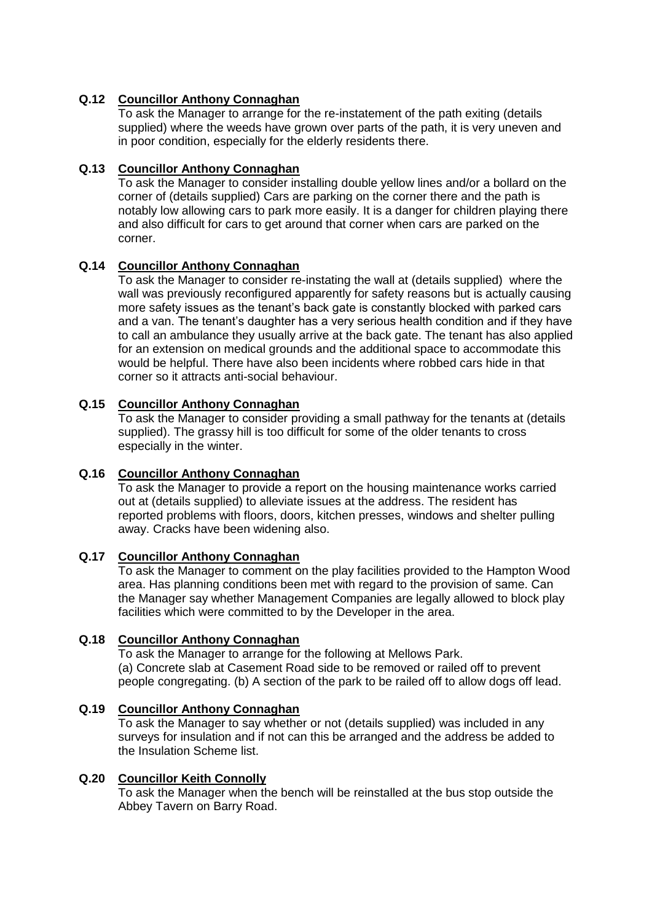**Q.12 Councillor Anthony Connaghan**

To ask the Manager to arrange for the re-instatement of the path exiting (details supplied) where the weeds have grown over parts of the path, it is very uneven and in poor condition, especially for the elderly residents there.

**Q.13 Councillor Anthony Connaghan**

To ask the Manager to consider installing double yellow lines and/or a bollard on the corner of (details supplied) Cars are parking on the corner there and the path is notably low allowing cars to park more easily. It is a danger for children playing there and also difficult for cars to get around that corner when cars are parked on the corner.

**Q.14 Councillor Anthony Connaghan**

To ask the Manager to consider re-instating the wall at (details supplied) where the wall was previously reconfigured apparently for safety reasons but is actually causing more safety issues as the tenant's back gate is constantly blocked with parked cars and a van. The tenant's daughter has a very serious health condition and if they have to call an ambulance they usually arrive at the back gate. The tenant has also applied for an extension on medical grounds and the additional space to accommodate this would be helpful. There have also been incidents where robbed cars hide in that corner so it attracts anti-social behaviour.

**Q.15 Councillor Anthony Connaghan**

To ask the Manager to consider providing a small pathway for the tenants at (details supplied). The grassy hill is too difficult for some of the older tenants to cross especially in the winter.

**Q.16 Councillor Anthony Connaghan**

To ask the Manager to provide a report on the housing maintenance works carried out at (details supplied) to alleviate issues at the address. The resident has reported problems with floors, doors, kitchen presses, windows and shelter pulling away. Cracks have been widening also.

**Q.17 Councillor Anthony Connaghan**

To ask the Manager to comment on the play facilities provided to the Hampton Wood area. Has planning conditions been met with regard to the provision of same. Can the Manager say whether Management Companies are legally allowed to block play facilities which were committed to by the Developer in the area.

**Q.18 Councillor Anthony Connaghan**

To ask the Manager to arrange for the following at Mellows Park.
(a) Concrete slab at Casement Road side to be removed or railed off to prevent people congregating. (b) A section of the park to be railed off to allow dogs off lead.

**Q.19 Councillor Anthony Connaghan**

To ask the Manager to say whether or not (details supplied) was included in any surveys for insulation and if not can this be arranged and the address be added to the Insulation Scheme list.

**Q.20 Councillor Keith Connolly**

To ask the Manager when the bench will be reinstalled at the bus stop outside the Abbey Tavern on Barry Road.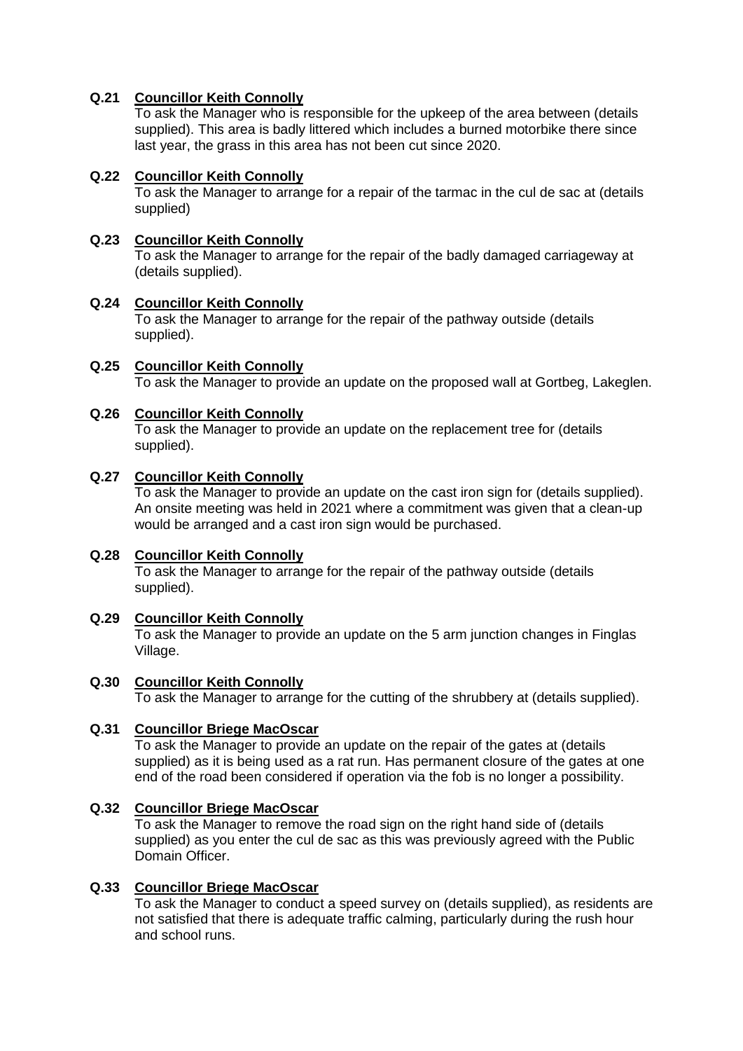**Q.21 Councillor Keith Connolly**
To ask the Manager who is responsible for the upkeep of the area between (details supplied). This area is badly littered which includes a burned motorbike there since last year, the grass in this area has not been cut since 2020.

**Q.22 Councillor Keith Connolly**
To ask the Manager to arrange for a repair of the tarmac in the cul de sac at (details supplied)

**Q.23 Councillor Keith Connolly**
To ask the Manager to arrange for the repair of the badly damaged carriageway at (details supplied).

**Q.24 Councillor Keith Connolly**
To ask the Manager to arrange for the repair of the pathway outside (details supplied).

**Q.25 Councillor Keith Connolly**
To ask the Manager to provide an update on the proposed wall at Gortbeg, Lakeglen.

**Q.26 Councillor Keith Connolly**
To ask the Manager to provide an update on the replacement tree for (details supplied).

**Q.27 Councillor Keith Connolly**
To ask the Manager to provide an update on the cast iron sign for (details supplied). An onsite meeting was held in 2021 where a commitment was given that a clean-up would be arranged and a cast iron sign would be purchased.

**Q.28 Councillor Keith Connolly**
To ask the Manager to arrange for the repair of the pathway outside (details supplied).

**Q.29 Councillor Keith Connolly**
To ask the Manager to provide an update on the 5 arm junction changes in Finglas Village.

**Q.30 Councillor Keith Connolly**
To ask the Manager to arrange for the cutting of the shrubbery at (details supplied).

**Q.31 Councillor Briege MacOscar**
To ask the Manager to provide an update on the repair of the gates at (details supplied) as it is being used as a rat run. Has permanent closure of the gates at one end of the road been considered if operation via the fob is no longer a possibility.

**Q.32 Councillor Briege MacOscar**
To ask the Manager to remove the road sign on the right hand side of (details supplied) as you enter the cul de sac as this was previously agreed with the Public Domain Officer.

**Q.33 Councillor Briege MacOscar**
To ask the Manager to conduct a speed survey on (details supplied), as residents are not satisfied that there is adequate traffic calming, particularly during the rush hour and school runs.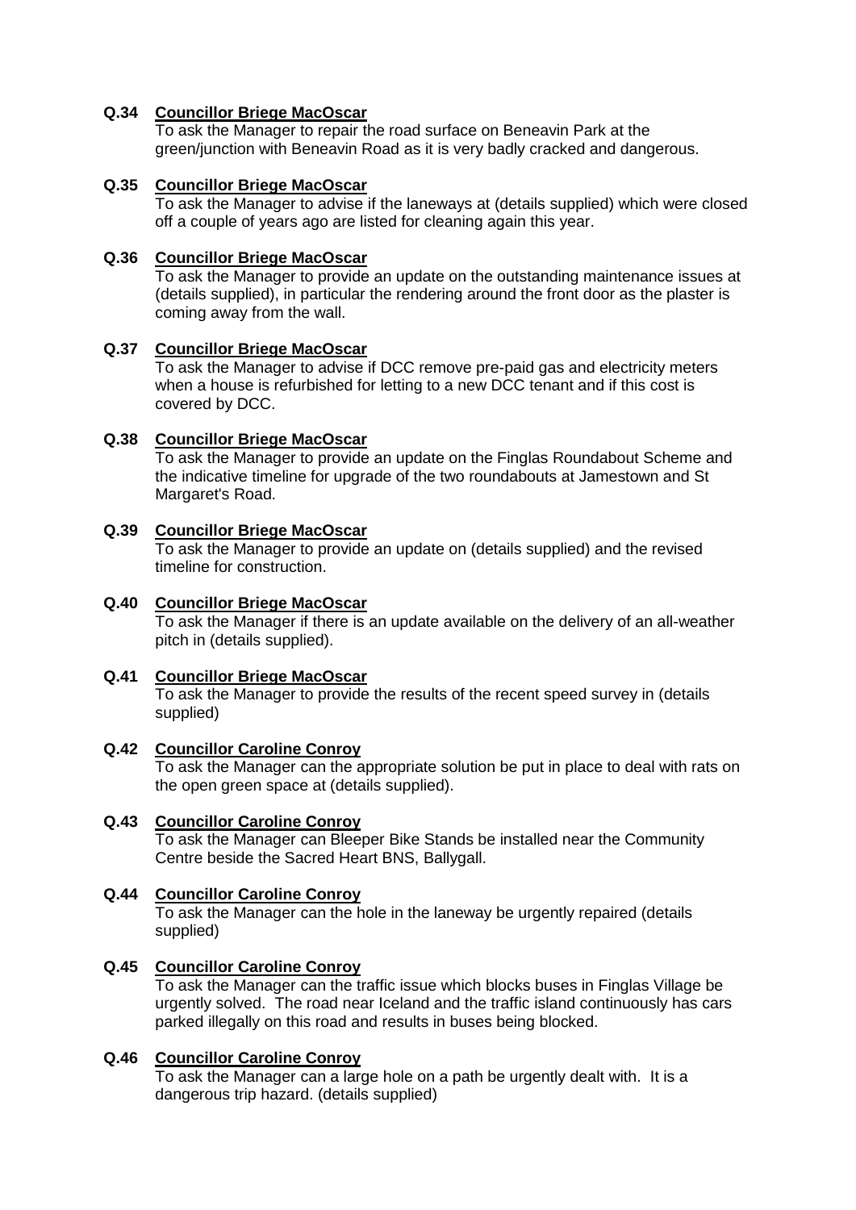**Q.34** **Councillor Briege MacOscar**
To ask the Manager to repair the road surface on Beneavin Park at the green/junction with Beneavin Road as it is very badly cracked and dangerous.

**Q.35** **Councillor Briege MacOscar**
To ask the Manager to advise if the laneways at (details supplied) which were closed off a couple of years ago are listed for cleaning again this year.

**Q.36** **Councillor Briege MacOscar**
To ask the Manager to provide an update on the outstanding maintenance issues at (details supplied), in particular the rendering around the front door as the plaster is coming away from the wall.

**Q.37** **Councillor Briege MacOscar**
To ask the Manager to advise if DCC remove pre-paid gas and electricity meters when a house is refurbished for letting to a new DCC tenant and if this cost is covered by DCC.

**Q.38** **Councillor Briege MacOscar**
To ask the Manager to provide an update on the Finglas Roundabout Scheme and the indicative timeline for upgrade of the two roundabouts at Jamestown and St Margaret's Road.

**Q.39** **Councillor Briege MacOscar**
To ask the Manager to provide an update on (details supplied) and the revised timeline for construction.

**Q.40** **Councillor Briege MacOscar**
To ask the Manager if there is an update available on the delivery of an all-weather pitch in (details supplied).

**Q.41** **Councillor Briege MacOscar**
To ask the Manager to provide the results of the recent speed survey in (details supplied)

**Q.42** **Councillor Caroline Conroy**
To ask the Manager can the appropriate solution be put in place to deal with rats on the open green space at (details supplied).

**Q.43** **Councillor Caroline Conroy**
To ask the Manager can Bleeper Bike Stands be installed near the Community Centre beside the Sacred Heart BNS, Ballygall.

**Q.44** **Councillor Caroline Conroy**
To ask the Manager can the hole in the laneway be urgently repaired (details supplied)

**Q.45** **Councillor Caroline Conroy**
To ask the Manager can the traffic issue which blocks buses in Finglas Village be urgently solved. The road near Iceland and the traffic island continuously has cars parked illegally on this road and results in buses being blocked.

**Q.46** **Councillor Caroline Conroy**
To ask the Manager can a large hole on a path be urgently dealt with. It is a dangerous trip hazard. (details supplied)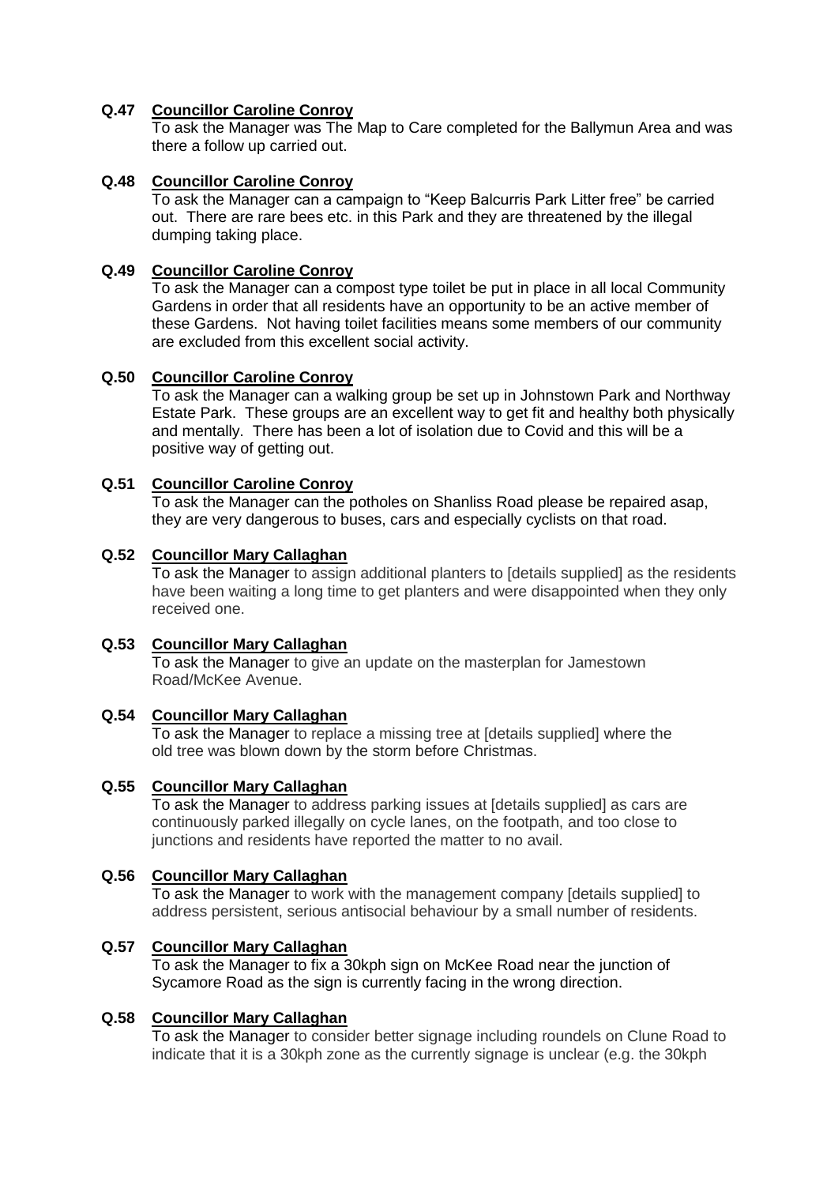**Q.47 <u>Councillor Caroline Conroy</u>**

To ask the Manager was The Map to Care completed for the Ballymun Area and was there a follow up carried out.

**Q.48 <u>Councillor Caroline Conroy</u>**

To ask the Manager can a campaign to "Keep Balcurris Park Litter free" be carried out. There are rare bees etc. in this Park and they are threatened by the illegal dumping taking place.

**Q.49 <u>Councillor Caroline Conroy</u>**

To ask the Manager can a compost type toilet be put in place in all local Community Gardens in order that all residents have an opportunity to be an active member of these Gardens. Not having toilet facilities means some members of our community are excluded from this excellent social activity.

**Q.50 <u>Councillor Caroline Conroy</u>**

To ask the Manager can a walking group be set up in Johnstown Park and Northway Estate Park. These groups are an excellent way to get fit and healthy both physically and mentally. There has been a lot of isolation due to Covid and this will be a positive way of getting out.

**Q.51 <u>Councillor Caroline Conroy</u>**

To ask the Manager can the potholes on Shanliss Road please be repaired asap, they are very dangerous to buses, cars and especially cyclists on that road.

**Q.52 <u>Councillor Mary Callaghan</u>**

To ask the Manager to assign additional planters to [details supplied] as the residents have been waiting a long time to get planters and were disappointed when they only received one.

**Q.53 <u>Councillor Mary Callaghan</u>**

To ask the Manager to give an update on the masterplan for Jamestown Road/McKee Avenue.

**Q.54 <u>Councillor Mary Callaghan</u>**

To ask the Manager to replace a missing tree at [details supplied] where the old tree was blown down by the storm before Christmas.

**Q.55 <u>Councillor Mary Callaghan</u>**

To ask the Manager to address parking issues at [details supplied] as cars are continuously parked illegally on cycle lanes, on the footpath, and too close to junctions and residents have reported the matter to no avail.

**Q.56 <u>Councillor Mary Callaghan</u>**

To ask the Manager to work with the management company [details supplied] to address persistent, serious antisocial behaviour by a small number of residents.

**Q.57 <u>Councillor Mary Callaghan</u>**

To ask the Manager to fix a 30kph sign on McKee Road near the junction of Sycamore Road as the sign is currently facing in the wrong direction.

**Q.58 <u>Councillor Mary Callaghan</u>**

To ask the Manager to consider better signage including roundels on Clune Road to indicate that it is a 30kph zone as the currently signage is unclear (e.g. the 30kph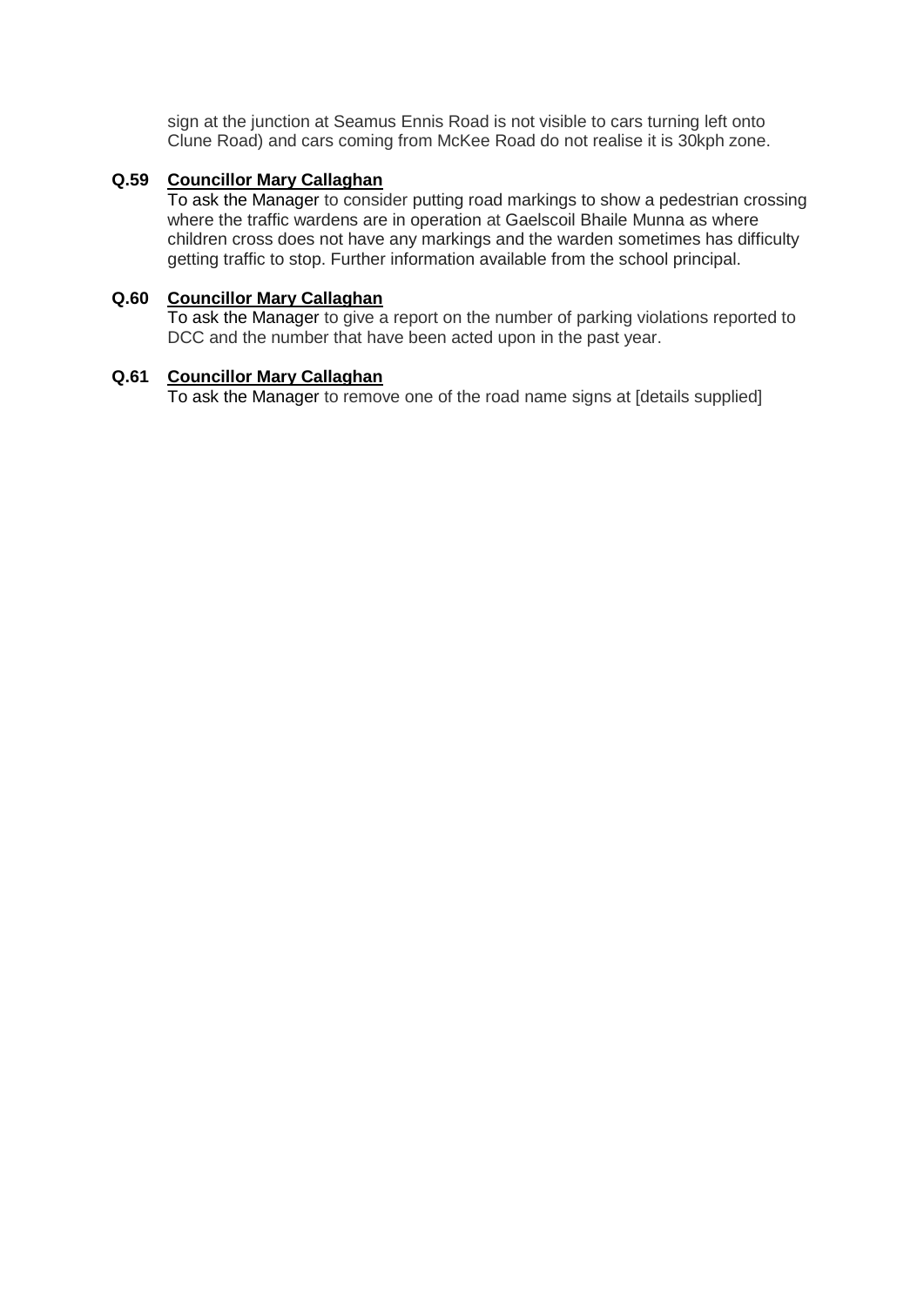sign at the junction at Seamus Ennis Road is not visible to cars turning left onto Clune Road) and cars coming from McKee Road do not realise it is 30kph zone.

**Q.59** **Councillor Mary Callaghan**

To ask the Manager to consider putting road markings to show a pedestrian crossing where the traffic wardens are in operation at Gaelscoil Bhaile Munna as where children cross does not have any markings and the warden sometimes has difficulty getting traffic to stop. Further information available from the school principal.

**Q.60** **Councillor Mary Callaghan**

To ask the Manager to give a report on the number of parking violations reported to DCC and the number that have been acted upon in the past year.

**Q.61** **Councillor Mary Callaghan**

To ask the Manager to remove one of the road name signs at [details supplied]